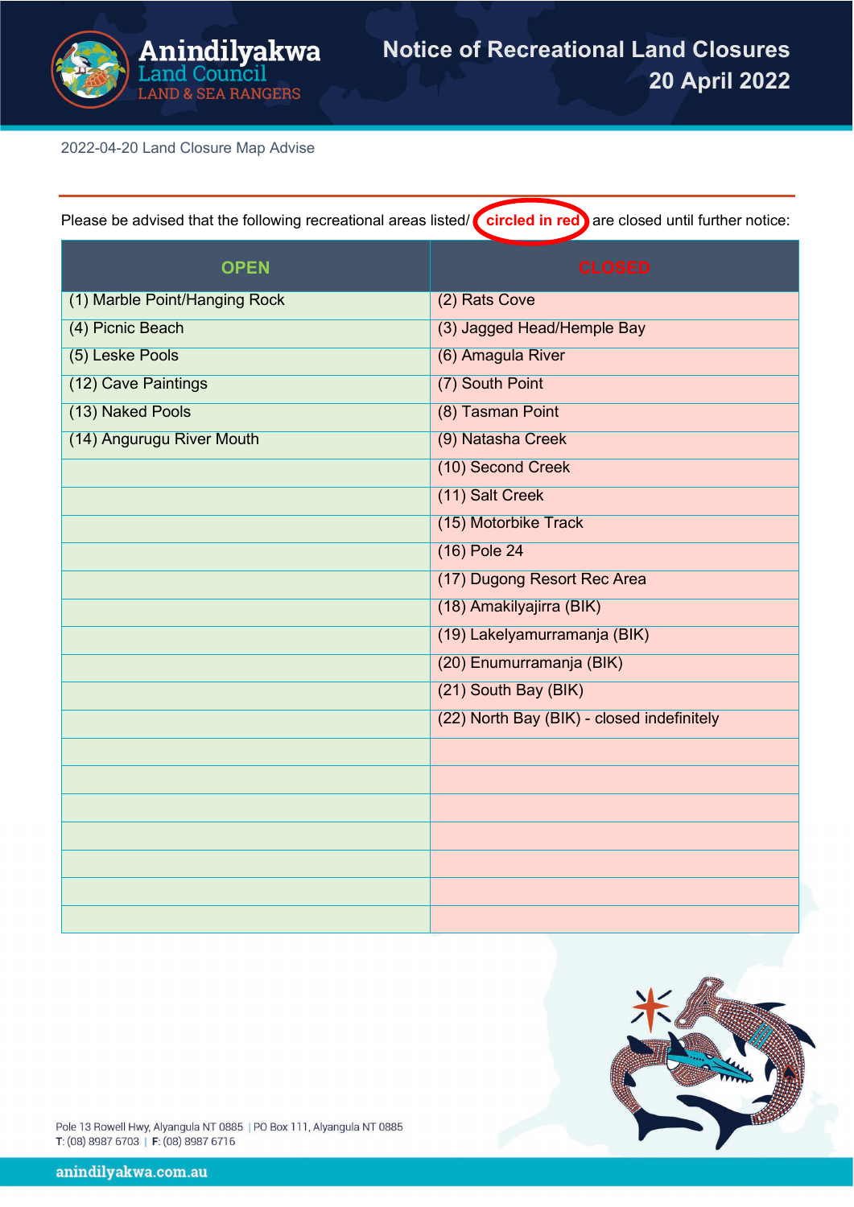# Notice of Recreational Land Closures
## 20 April 2022

Anindilyakwa Land Council
LAND & SEA RANGERS

2022-04-20 Land Closure Map Advise

Please be advised that the following recreational areas listed/ **circled in red** are closed until further notice:

| OPEN | CLOSED |
|---|---|
| (1) Marble Point/Hanging Rock | (2) Rats Cove |
| (4) Picnic Beach | (3) Jagged Head/Hemple Bay |
| (5) Leske Pools | (6) Amagula River |
| (12) Cave Paintings | (7) South Point |
| (13) Naked Pools | (8) Tasman Point |
| (14) Angurugu River Mouth | (9) Natasha Creek |
| | (10) Second Creek |
| | (11) Salt Creek |
| | (15) Motorbike Track |
| | (16) Pole 24 |
| | (17) Dugong Resort Rec Area |
| | (18) Amakilyajirra (BIK) |
| | (19) Lakelyamurramanja (BIK) |
| | (20) Enumurramanja (BIK) |
| | (21) South Bay (BIK) |
| | (22) North Bay (BIK) - closed indefinitely |
| | |
| | |
| | |
| | |
| | |
| | |
| | |

Pole 13 Rowell Hwy, Alyangula NT 0885 | PO Box 111, Alyangula NT 0885
T: (08) 8987 6703 | F: (08) 8987 6716

anindilyakwa.com.au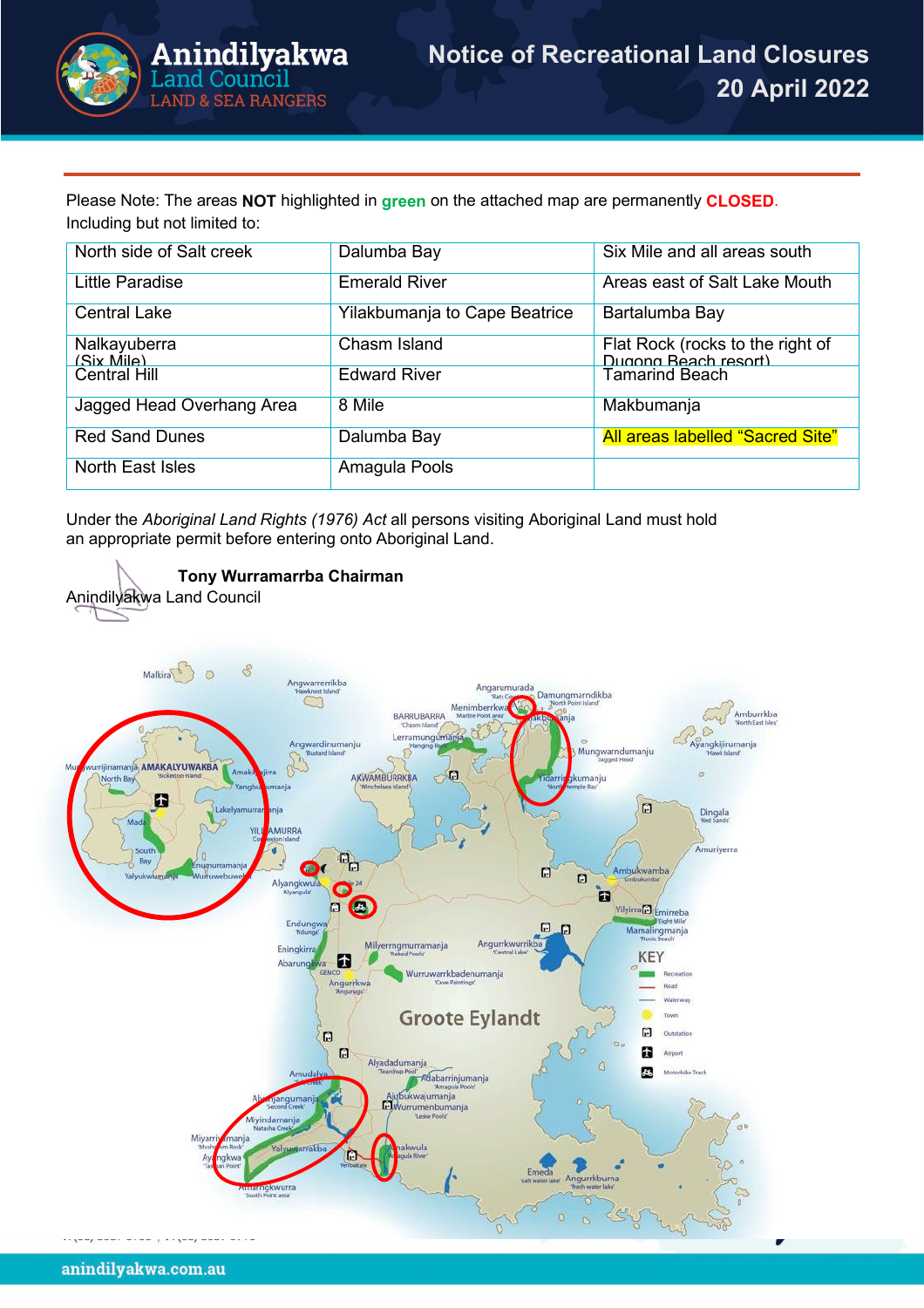# Notice of Recreational Land Closures
## 20 April 2022

Anindilyakwa Land Council
LAND & SEA RANGERS

Please Note: The areas **NOT** highlighted in **green** on the attached map are permanently **CLOSED**.
Including but not limited to:

| | | |
|---|---|---|
| North side of Salt creek | Dalumba Bay | Six Mile and all areas south |
| Little Paradise | Emerald River | Areas east of Salt Lake Mouth |
| Central Lake | Yilakbumanja to Cape Beatrice | Bartalumba Bay |
| Nalkayuberra (Six Mile) | Chasm Island | Flat Rock (rocks to the right of Dugong Beach resort) |
| Central Hill | Edward River | Tamarind Beach |
| Jagged Head Overhang Area | 8 Mile | Makbumanja |
| Red Sand Dunes | Dalumba Bay | All areas labelled "Sacred Site" |
| North East Isles | Amagula Pools | |

Under the *Aboriginal Land Rights (1976) Act* all persons visiting Aboriginal Land must hold an appropriate permit before entering onto Aboriginal Land.

**Tony Wurramarrba Chairman**
Anindilyakwa Land Council

Groote Eylandt

KEY
Recreation
Road
Waterway
Town
Outstation
Airport
Motorbike Track

anindilyakwa.com.au